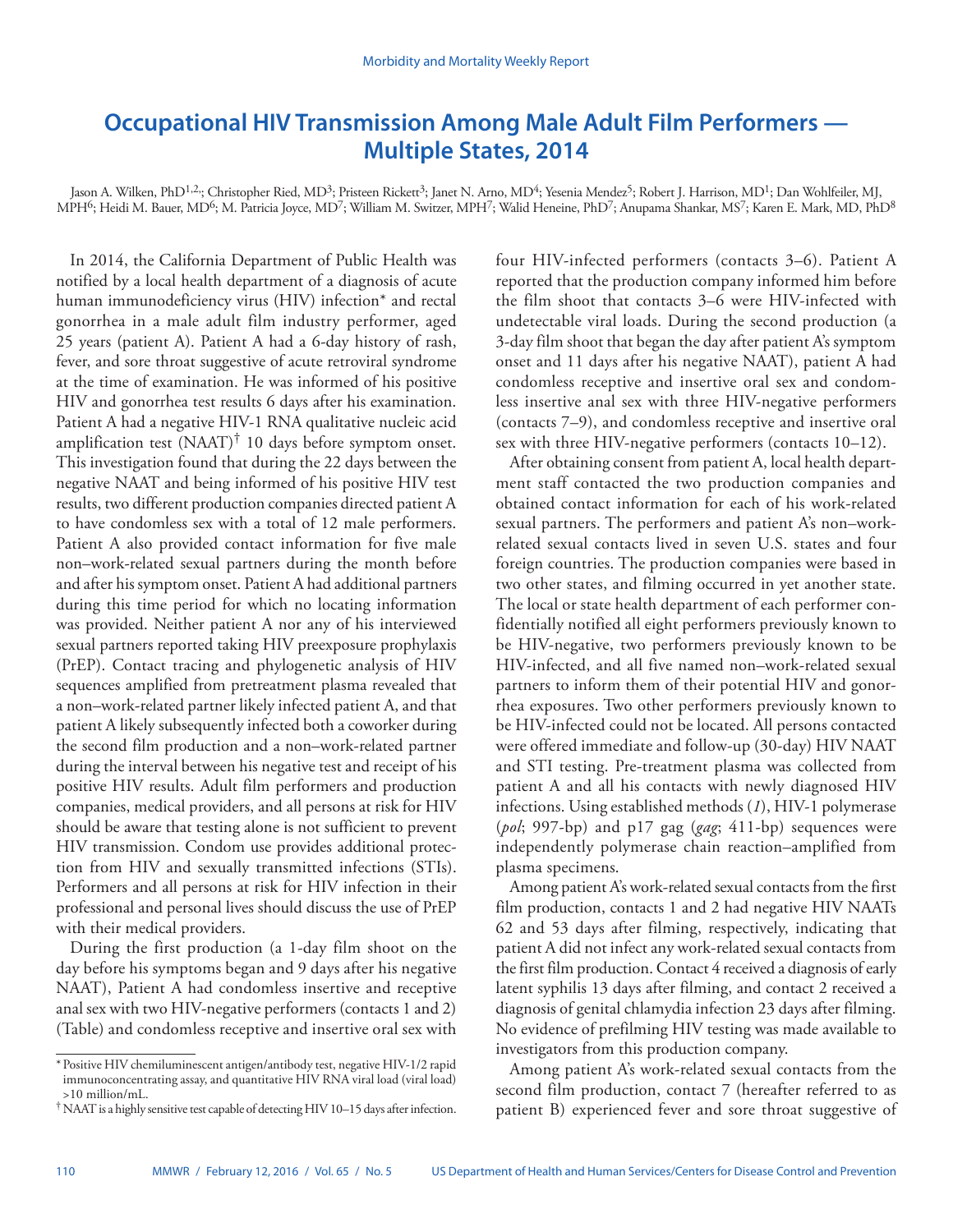# Occupational HIV Transmission Among Male Adult Film Performers — Multiple States, 2014

Jason A. Wilken, PhD[1,2]; Christopher Ried, MD[3]; Pristeen Rickett[3]; Janet N. Arno, MD[4]; Yesenia Mendez[5]; Robert J. Harrison, MD[1]; Dan Wohlfeiler, MJ, MPH[6]; Heidi M. Bauer, MD[6]; M. Patricia Joyce, MD[7]; William M. Switzer, MPH[7]; Walid Heneine, PhD[7]; Anupama Shankar, MS[7]; Karen E. Mark, MD, PhD[8]

In 2014, the California Department of Public Health was notified by a local health department of a diagnosis of acute human immunodeficiency virus (HIV) infection* and rectal gonorrhea in a male adult film industry performer, aged 25 years (patient A). Patient A had a 6-day history of rash, fever, and sore throat suggestive of acute retroviral syndrome at the time of examination. He was informed of his positive HIV and gonorrhea test results 6 days after his examination. Patient A had a negative HIV-1 RNA qualitative nucleic acid amplification test (NAAT)† 10 days before symptom onset. This investigation found that during the 22 days between the negative NAAT and being informed of his positive HIV test results, two different production companies directed patient A to have condomless sex with a total of 12 male performers. Patient A also provided contact information for five male non–work-related sexual partners during the month before and after his symptom onset. Patient A had additional partners during this time period for which no locating information was provided. Neither patient A nor any of his interviewed sexual partners reported taking HIV preexposure prophylaxis (PrEP). Contact tracing and phylogenetic analysis of HIV sequences amplified from pretreatment plasma revealed that a non–work-related partner likely infected patient A, and that patient A likely subsequently infected both a coworker during the second film production and a non–work-related partner during the interval between his negative test and receipt of his positive HIV results. Adult film performers and production companies, medical providers, and all persons at risk for HIV should be aware that testing alone is not sufficient to prevent HIV transmission. Condom use provides additional protection from HIV and sexually transmitted infections (STIs). Performers and all persons at risk for HIV infection in their professional and personal lives should discuss the use of PrEP with their medical providers.

During the first production (a 1-day film shoot on the day before his symptoms began and 9 days after his negative NAAT), Patient A had condomless insertive and receptive anal sex with two HIV-negative performers (contacts 1 and 2) (Table) and condomless receptive and insertive oral sex with four HIV-infected performers (contacts 3–6). Patient A reported that the production company informed him before the film shoot that contacts 3–6 were HIV-infected with undetectable viral loads. During the second production (a 3-day film shoot that began the day after patient A's symptom onset and 11 days after his negative NAAT), patient A had condomless receptive and insertive oral sex and condomless insertive anal sex with three HIV-negative performers (contacts 7–9), and condomless receptive and insertive oral sex with three HIV-negative performers (contacts 10–12).

After obtaining consent from patient A, local health department staff contacted the two production companies and obtained contact information for each of his work-related sexual partners. The performers and patient A's non–work-related sexual contacts lived in seven U.S. states and four foreign countries. The production companies were based in two other states, and filming occurred in yet another state. The local or state health department of each performer confidentially notified all eight performers previously known to be HIV-negative, two performers previously known to be HIV-infected, and all five named non–work-related sexual partners to inform them of their potential HIV and gonorrhea exposures. Two other performers previously known to be HIV-infected could not be located. All persons contacted were offered immediate and follow-up (30-day) HIV NAAT and STI testing. Pre-treatment plasma was collected from patient A and all his contacts with newly diagnosed HIV infections. Using established methods (*1*), HIV-1 polymerase (*pol*; 997-bp) and p17 gag (*gag*; 411-bp) sequences were independently polymerase chain reaction–amplified from plasma specimens.

Among patient A's work-related sexual contacts from the first film production, contacts 1 and 2 had negative HIV NAATs 62 and 53 days after filming, respectively, indicating that patient A did not infect any work-related sexual contacts from the first film production. Contact 4 received a diagnosis of early latent syphilis 13 days after filming, and contact 2 received a diagnosis of genital chlamydia infection 23 days after filming. No evidence of prefilming HIV testing was made available to investigators from this production company.

Among patient A's work-related sexual contacts from the second film production, contact 7 (hereafter referred to as patient B) experienced fever and sore throat suggestive of

---

\* Positive HIV chemiluminescent antigen/antibody test, negative HIV-1/2 rapid immunoconcentrating assay, and quantitative HIV RNA viral load (viral load) >10 million/mL.

† NAAT is a highly sensitive test capable of detecting HIV 10–15 days after infection.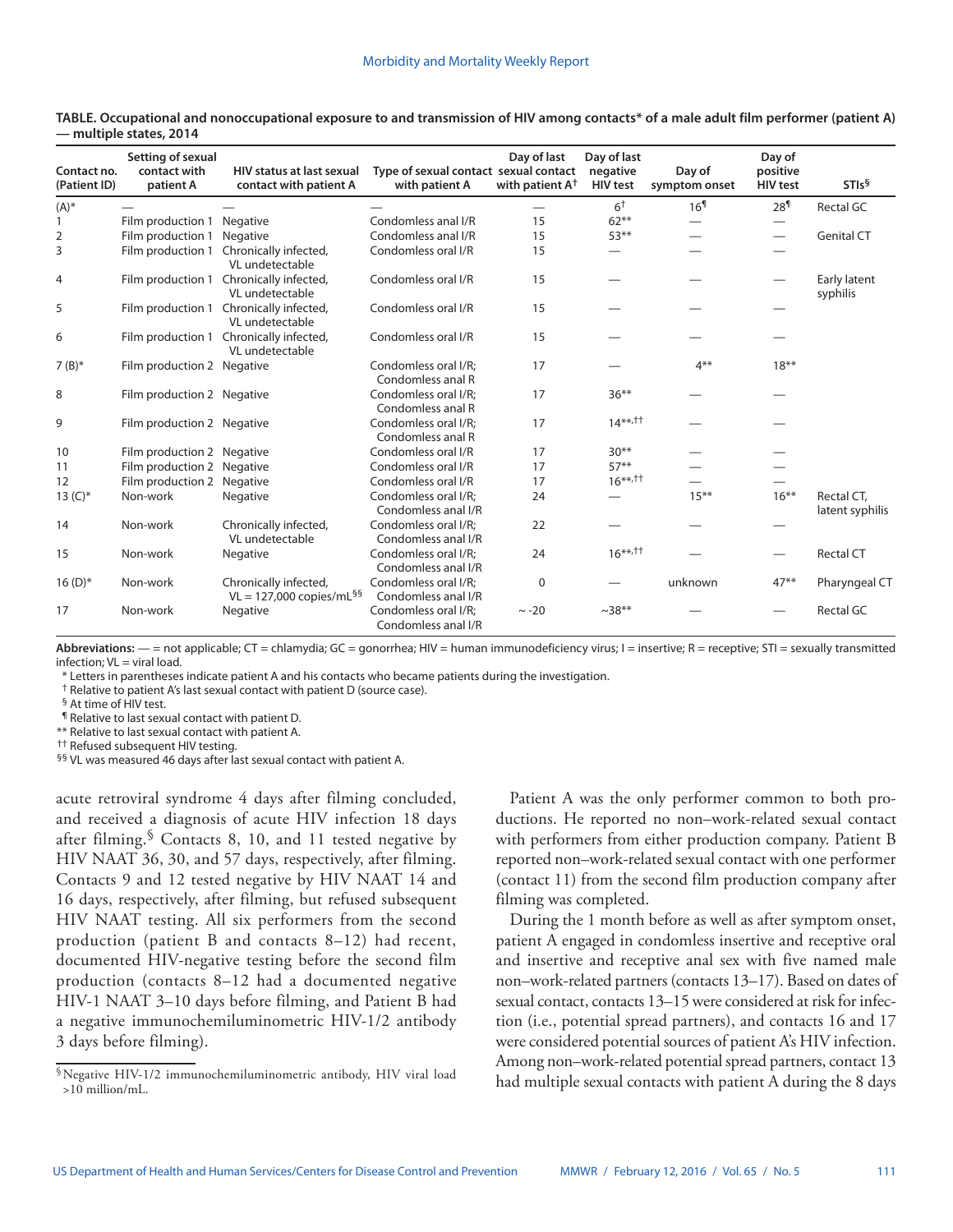**TABLE. Occupational and nonoccupational exposure to and transmission of HIV among contacts* of a male adult film performer (patient A) — multiple states, 2014**

| Contact no. (Patient ID) | Setting of sexual contact with patient A | HIV status at last sexual contact with patient A | Type of sexual contact with patient A | Day of last sexual contact with patient A† | Day of last negative HIV test | Day of symptom onset | Day of positive HIV test | STIs§ |
|---|---|---|---|---|---|---|---|---|
| (A)* | — | — | — | — | 6† | 16¶ | 28¶ | Rectal GC |
| 1 | Film production 1 | Negative | Condomless anal I/R | 15 | 62** | — | — | |
| 2 | Film production 1 | Negative | Condomless anal I/R | 15 | 53** | — | — | Genital CT |
| 3 | Film production 1 | Chronically infected, VL undetectable | Condomless oral I/R | 15 | — | — | — | |
| 4 | Film production 1 | Chronically infected, VL undetectable | Condomless oral I/R | 15 | — | — | — | Early latent syphilis |
| 5 | Film production 1 | Chronically infected, VL undetectable | Condomless oral I/R | 15 | — | — | — | |
| 6 | Film production 1 | Chronically infected, VL undetectable | Condomless oral I/R | 15 | — | — | — | |
| 7 (B)* | Film production 2 | Negative | Condomless oral I/R; Condomless anal R | 17 | — | 4** | 18** | |
| 8 | Film production 2 | Negative | Condomless oral I/R; Condomless anal R | 17 | 36** | — | — | |
| 9 | Film production 2 | Negative | Condomless oral I/R; Condomless anal R | 17 | 14**,†† | — | — | |
| 10 | Film production 2 | Negative | Condomless oral I/R | 17 | 30** | — | — | |
| 11 | Film production 2 | Negative | Condomless oral I/R | 17 | 57** | — | — | |
| 12 | Film production 2 | Negative | Condomless oral I/R | 17 | 16**,†† | — | — | |
| 13 (C)* | Non-work | Negative | Condomless oral I/R; Condomless anal I/R | 24 | — | 15** | 16** | Rectal CT, latent syphilis |
| 14 | Non-work | Chronically infected, VL undetectable | Condomless oral I/R; Condomless anal I/R | 22 | — | — | — | |
| 15 | Non-work | Negative | Condomless oral I/R; Condomless anal I/R | 24 | 16**,†† | — | — | Rectal CT |
| 16 (D)* | Non-work | Chronically infected, VL = 127,000 copies/mL§§ | Condomless oral I/R; Condomless anal I/R | 0 | — | unknown | 47** | Pharyngeal CT |
| 17 | Non-work | Negative | Condomless oral I/R; Condomless anal I/R | ~ -20 | ~38** | — | — | Rectal GC |

**Abbreviations:** — = not applicable; CT = chlamydia; GC = gonorrhea; HIV = human immunodeficiency virus; I = insertive; R = receptive; STI = sexually transmitted infection; VL = viral load.

\* Letters in parentheses indicate patient A and his contacts who became patients during the investigation.

† Relative to patient A's last sexual contact with patient D (source case).

§ At time of HIV test.

¶ Relative to last sexual contact with patient D.

\*\* Relative to last sexual contact with patient A.

†† Refused subsequent HIV testing.

§§ VL was measured 46 days after last sexual contact with patient A.

acute retroviral syndrome 4 days after filming concluded, and received a diagnosis of acute HIV infection 18 days after filming.[§] Contacts 8, 10, and 11 tested negative by HIV NAAT 36, 30, and 57 days, respectively, after filming. Contacts 9 and 12 tested negative by HIV NAAT 14 and 16 days, respectively, after filming, but refused subsequent HIV NAAT testing. All six performers from the second production (patient B and contacts 8–12) had recent, documented HIV-negative testing before the second film production (contacts 8–12 had a documented negative HIV-1 NAAT 3–10 days before filming, and Patient B had a negative immunochemiluminometric HIV-1/2 antibody 3 days before filming).

Patient A was the only performer common to both productions. He reported no non–work-related sexual contact with performers from either production company. Patient B reported non–work-related sexual contact with one performer (contact 11) from the second film production company after filming was completed.

During the 1 month before as well as after symptom onset, patient A engaged in condomless insertive and receptive oral and insertive and receptive anal sex with five named male non–work-related partners (contacts 13–17). Based on dates of sexual contact, contacts 13–15 were considered at risk for infection (i.e., potential spread partners), and contacts 16 and 17 were considered potential sources of patient A's HIV infection. Among non–work-related potential spread partners, contact 13 had multiple sexual contacts with patient A during the 8 days

§ Negative HIV-1/2 immunochemiluminometric antibody, HIV viral load >10 million/mL.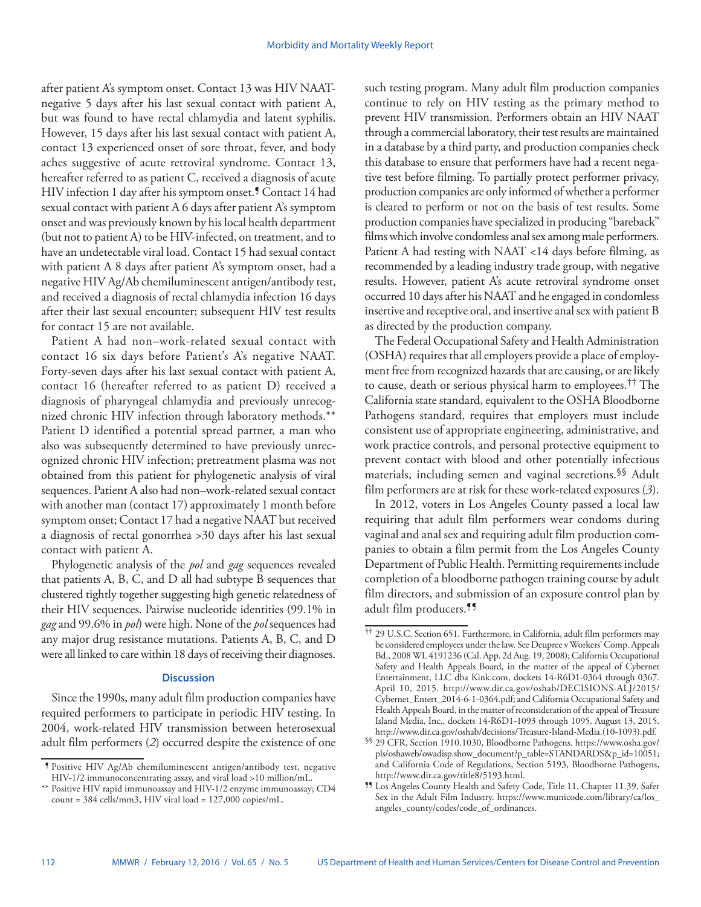after patient A's symptom onset. Contact 13 was HIV NAAT-negative 5 days after his last sexual contact with patient A, but was found to have rectal chlamydia and latent syphilis. However, 15 days after his last sexual contact with patient A, contact 13 experienced onset of sore throat, fever, and body aches suggestive of acute retroviral syndrome. Contact 13, hereafter referred to as patient C, received a diagnosis of acute HIV infection 1 day after his symptom onset.[¶] Contact 14 had sexual contact with patient A 6 days after patient A's symptom onset and was previously known by his local health department (but not to patient A) to be HIV-infected, on treatment, and to have an undetectable viral load. Contact 15 had sexual contact with patient A 8 days after patient A's symptom onset, had a negative HIV Ag/Ab chemiluminescent antigen/antibody test, and received a diagnosis of rectal chlamydia infection 16 days after their last sexual encounter; subsequent HIV test results for contact 15 are not available.

Patient A had non–work-related sexual contact with contact 16 six days before Patient's A's negative NAAT. Forty-seven days after his last sexual contact with patient A, contact 16 (hereafter referred to as patient D) received a diagnosis of pharyngeal chlamydia and previously unrecognized chronic HIV infection through laboratory methods.[**] Patient D identified a potential spread partner, a man who also was subsequently determined to have previously unrecognized chronic HIV infection; pretreatment plasma was not obtained from this patient for phylogenetic analysis of viral sequences. Patient A also had non–work-related sexual contact with another man (contact 17) approximately 1 month before symptom onset; Contact 17 had a negative NAAT but received a diagnosis of rectal gonorrhea >30 days after his last sexual contact with patient A.

Phylogenetic analysis of the *pol* and *gag* sequences revealed that patients A, B, C, and D all had subtype B sequences that clustered tightly together suggesting high genetic relatedness of their HIV sequences. Pairwise nucleotide identities (99.1% in *gag* and 99.6% in *pol*) were high. None of the *pol* sequences had any major drug resistance mutations. Patients A, B, C, and D were all linked to care within 18 days of receiving their diagnoses.

## Discussion

Since the 1990s, many adult film production companies have required performers to participate in periodic HIV testing. In 2004, work-related HIV transmission between heterosexual adult film performers (*2*) occurred despite the existence of one such testing program. Many adult film production companies continue to rely on HIV testing as the primary method to prevent HIV transmission. Performers obtain an HIV NAAT through a commercial laboratory, their test results are maintained in a database by a third party, and production companies check this database to ensure that performers have had a recent negative test before filming. To partially protect performer privacy, production companies are only informed of whether a performer is cleared to perform or not on the basis of test results. Some production companies have specialized in producing "bareback" films which involve condomless anal sex among male performers. Patient A had testing with NAAT <14 days before filming, as recommended by a leading industry trade group, with negative results. However, patient A's acute retroviral syndrome onset occurred 10 days after his NAAT and he engaged in condomless insertive and receptive oral, and insertive anal sex with patient B as directed by the production company.

The Federal Occupational Safety and Health Administration (OSHA) requires that all employers provide a place of employment free from recognized hazards that are causing, or are likely to cause, death or serious physical harm to employees.[††] The California state standard, equivalent to the OSHA Bloodborne Pathogens standard, requires that employers must include consistent use of appropriate engineering, administrative, and work practice controls, and personal protective equipment to prevent contact with blood and other potentially infectious materials, including semen and vaginal secretions.[§§] Adult film performers are at risk for these work-related exposures (*3*).

In 2012, voters in Los Angeles County passed a local law requiring that adult film performers wear condoms during vaginal and anal sex and requiring adult film production companies to obtain a film permit from the Los Angeles County Department of Public Health. Permitting requirements include completion of a bloodborne pathogen training course by adult film directors, and submission of an exposure control plan by adult film producers.[¶¶]

---

[¶] Positive HIV Ag/Ab chemiluminescent antigen/antibody test, negative HIV-1/2 immunoconcentrating assay, and viral load >10 million/mL.

[**] Positive HIV rapid immunoassay and HIV-1/2 enzyme immunoassay; CD4 count = 384 cells/mm3, HIV viral load = 127,000 copies/mL.

[††] 29 U.S.C. Section 651. Furthermore, in California, adult film performers may be considered employees under the law. See Deupree v Workers' Comp. Appeals Bd., 2008 WL 4191236 (Cal. App. 2d Aug. 19, 2008); California Occupational Safety and Health Appeals Board, in the matter of the appeal of Cybernet Entertainment, LLC dba Kink.com, dockets 14-R6D1-0364 through 0367. April 10, 2015. http://www.dir.ca.gov/oshab/DECISIONS-ALJ/2015/Cybernet_Entert_2014-6-1-0364.pdf; and California Occupational Safety and Health Appeals Board, in the matter of reconsideration of the appeal of Treasure Island Media, Inc., dockets 14-R6D1-1093 through 1095. August 13, 2015. http://www.dir.ca.gov/oshab/decisions/Treasure-Island-Media.(10-1093).pdf.

[§§] 29 CFR, Section 1910.1030, Bloodborne Pathogens. https://www.osha.gov/pls/oshaweb/owadisp.show_document?p_table=STANDARDS&p_id=10051; and California Code of Regulations, Section 5193, Bloodborne Pathogens, http://www.dir.ca.gov/title8/5193.html.

[¶¶] Los Angeles County Health and Safety Code, Title 11, Chapter 11.39, Safer Sex in the Adult Film Industry. https://www.municode.com/library/ca/los_angeles_county/codes/code_of_ordinances.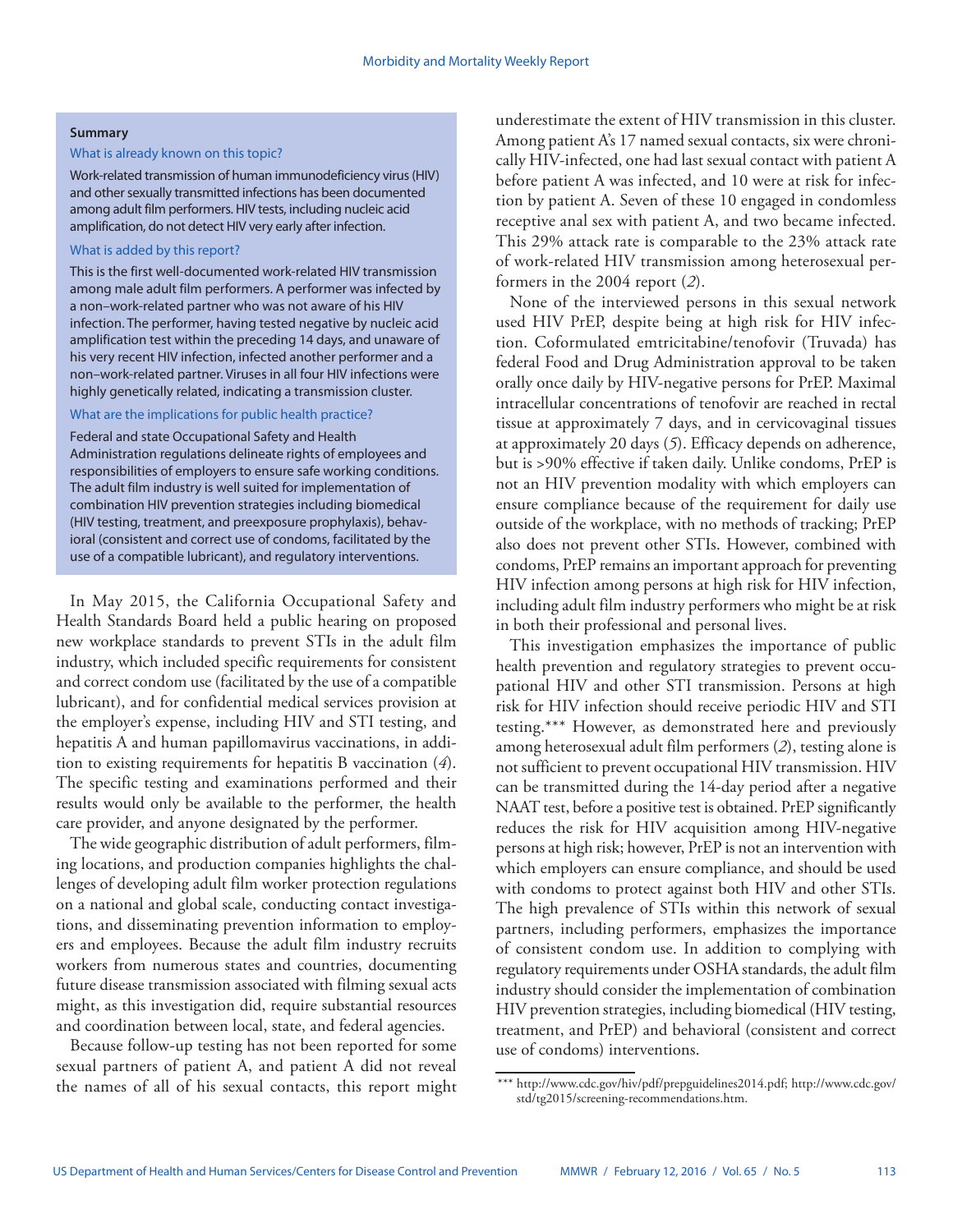**Summary**

**What is already known on this topic?**

Work-related transmission of human immunodeficiency virus (HIV) and other sexually transmitted infections has been documented among adult film performers. HIV tests, including nucleic acid amplification, do not detect HIV very early after infection.

**What is added by this report?**

This is the first well-documented work-related HIV transmission among male adult film performers. A performer was infected by a non–work-related partner who was not aware of his HIV infection. The performer, having tested negative by nucleic acid amplification test within the preceding 14 days, and unaware of his very recent HIV infection, infected another performer and a non–work-related partner. Viruses in all four HIV infections were highly genetically related, indicating a transmission cluster.

**What are the implications for public health practice?**

Federal and state Occupational Safety and Health Administration regulations delineate rights of employees and responsibilities of employers to ensure safe working conditions. The adult film industry is well suited for implementation of combination HIV prevention strategies including biomedical (HIV testing, treatment, and preexposure prophylaxis), behavioral (consistent and correct use of condoms, facilitated by the use of a compatible lubricant), and regulatory interventions.

In May 2015, the California Occupational Safety and Health Standards Board held a public hearing on proposed new workplace standards to prevent STIs in the adult film industry, which included specific requirements for consistent and correct condom use (facilitated by the use of a compatible lubricant), and for confidential medical services provision at the employer's expense, including HIV and STI testing, and hepatitis A and human papillomavirus vaccinations, in addition to existing requirements for hepatitis B vaccination (*4*). The specific testing and examinations performed and their results would only be available to the performer, the health care provider, and anyone designated by the performer.

The wide geographic distribution of adult performers, filming locations, and production companies highlights the challenges of developing adult film worker protection regulations on a national and global scale, conducting contact investigations, and disseminating prevention information to employers and employees. Because the adult film industry recruits workers from numerous states and countries, documenting future disease transmission associated with filming sexual acts might, as this investigation did, require substantial resources and coordination between local, state, and federal agencies.

Because follow-up testing has not been reported for some sexual partners of patient A, and patient A did not reveal the names of all of his sexual contacts, this report might underestimate the extent of HIV transmission in this cluster. Among patient A's 17 named sexual contacts, six were chronically HIV-infected, one had last sexual contact with patient A before patient A was infected, and 10 were at risk for infection by patient A. Seven of these 10 engaged in condomless receptive anal sex with patient A, and two became infected. This 29% attack rate is comparable to the 23% attack rate of work-related HIV transmission among heterosexual performers in the 2004 report (*2*).

None of the interviewed persons in this sexual network used HIV PrEP, despite being at high risk for HIV infection. Coformulated emtricitabine/tenofovir (Truvada) has federal Food and Drug Administration approval to be taken orally once daily by HIV-negative persons for PrEP. Maximal intracellular concentrations of tenofovir are reached in rectal tissue at approximately 7 days, and in cervicovaginal tissues at approximately 20 days (*5*). Efficacy depends on adherence, but is >90% effective if taken daily. Unlike condoms, PrEP is not an HIV prevention modality with which employers can ensure compliance because of the requirement for daily use outside of the workplace, with no methods of tracking; PrEP also does not prevent other STIs. However, combined with condoms, PrEP remains an important approach for preventing HIV infection among persons at high risk for HIV infection, including adult film industry performers who might be at risk in both their professional and personal lives.

This investigation emphasizes the importance of public health prevention and regulatory strategies to prevent occupational HIV and other STI transmission. Persons at high risk for HIV infection should receive periodic HIV and STI testing.*** However, as demonstrated here and previously among heterosexual adult film performers (*2*), testing alone is not sufficient to prevent occupational HIV transmission. HIV can be transmitted during the 14-day period after a negative NAAT test, before a positive test is obtained. PrEP significantly reduces the risk for HIV acquisition among HIV-negative persons at high risk; however, PrEP is not an intervention with which employers can ensure compliance, and should be used with condoms to protect against both HIV and other STIs. The high prevalence of STIs within this network of sexual partners, including performers, emphasizes the importance of consistent condom use. In addition to complying with regulatory requirements under OSHA standards, the adult film industry should consider the implementation of combination HIV prevention strategies, including biomedical (HIV testing, treatment, and PrEP) and behavioral (consistent and correct use of condoms) interventions.

*** http://www.cdc.gov/hiv/pdf/prepguidelines2014.pdf; http://www.cdc.gov/std/tg2015/screening-recommendations.htm.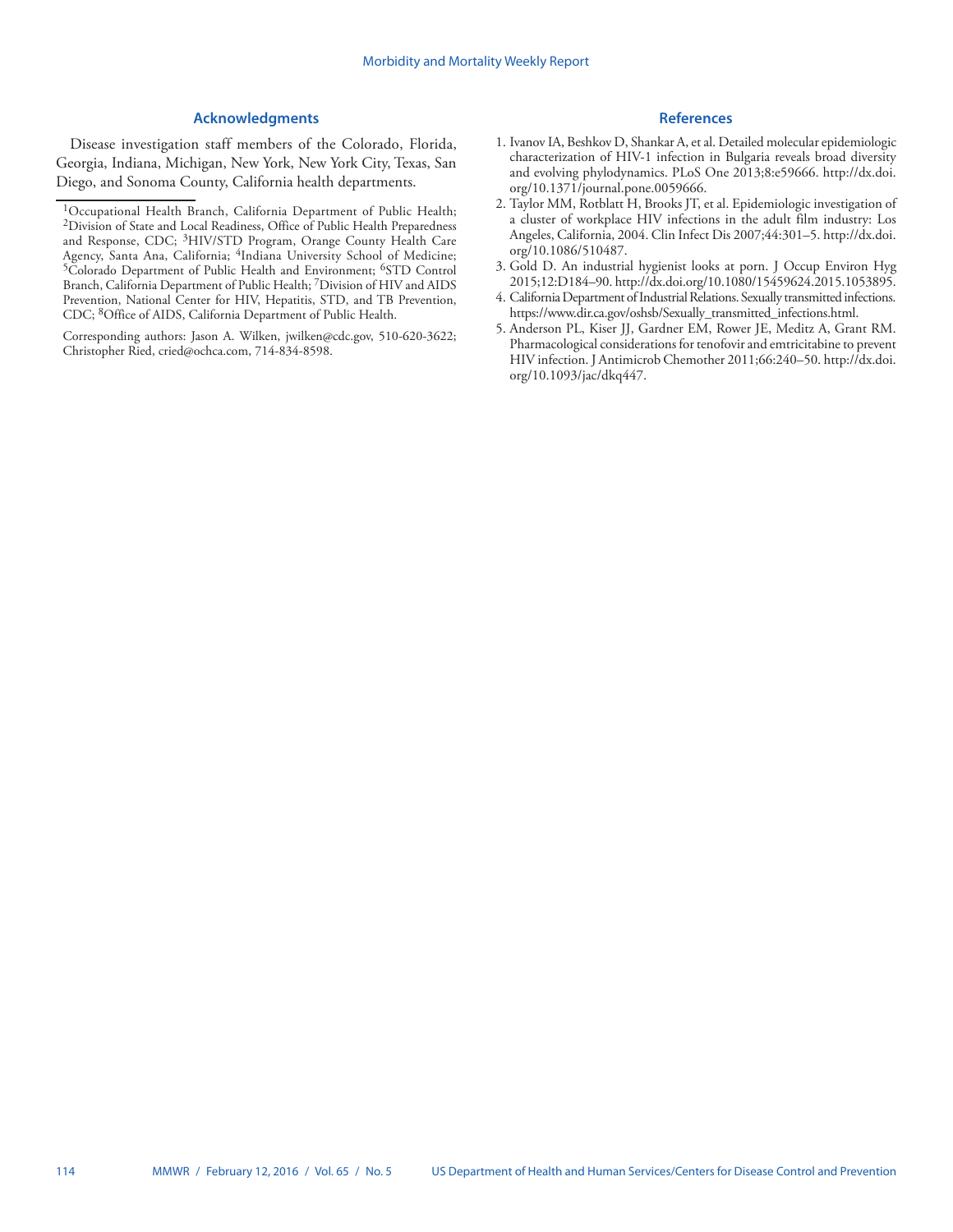## Acknowledgments

Disease investigation staff members of the Colorado, Florida, Georgia, Indiana, Michigan, New York, New York City, Texas, San Diego, and Sonoma County, California health departments.

---

[1]Occupational Health Branch, California Department of Public Health; [2]Division of State and Local Readiness, Office of Public Health Preparedness and Response, CDC; [3]HIV/STD Program, Orange County Health Care Agency, Santa Ana, California; [4]Indiana University School of Medicine; [5]Colorado Department of Public Health and Environment; [6]STD Control Branch, California Department of Public Health; [7]Division of HIV and AIDS Prevention, National Center for HIV, Hepatitis, STD, and TB Prevention, CDC; [8]Office of AIDS, California Department of Public Health.

Corresponding authors: Jason A. Wilken, jwilken@cdc.gov, 510-620-3622; Christopher Ried, cried@ochca.com, 714-834-8598.

## References

1. Ivanov IA, Beshkov D, Shankar A, et al. Detailed molecular epidemiologic characterization of HIV-1 infection in Bulgaria reveals broad diversity and evolving phylodynamics. PLoS One 2013;8:e59666. http://dx.doi.org/10.1371/journal.pone.0059666.
2. Taylor MM, Rotblatt H, Brooks JT, et al. Epidemiologic investigation of a cluster of workplace HIV infections in the adult film industry: Los Angeles, California, 2004. Clin Infect Dis 2007;44:301–5. http://dx.doi.org/10.1086/510487.
3. Gold D. An industrial hygienist looks at porn. J Occup Environ Hyg 2015;12:D184–90. http://dx.doi.org/10.1080/15459624.2015.1053895.
4. California Department of Industrial Relations. Sexually transmitted infections. https://www.dir.ca.gov/oshsb/Sexually_transmitted_infections.html.
5. Anderson PL, Kiser JJ, Gardner EM, Rower JE, Meditz A, Grant RM. Pharmacological considerations for tenofovir and emtricitabine to prevent HIV infection. J Antimicrob Chemother 2011;66:240–50. http://dx.doi.org/10.1093/jac/dkq447.